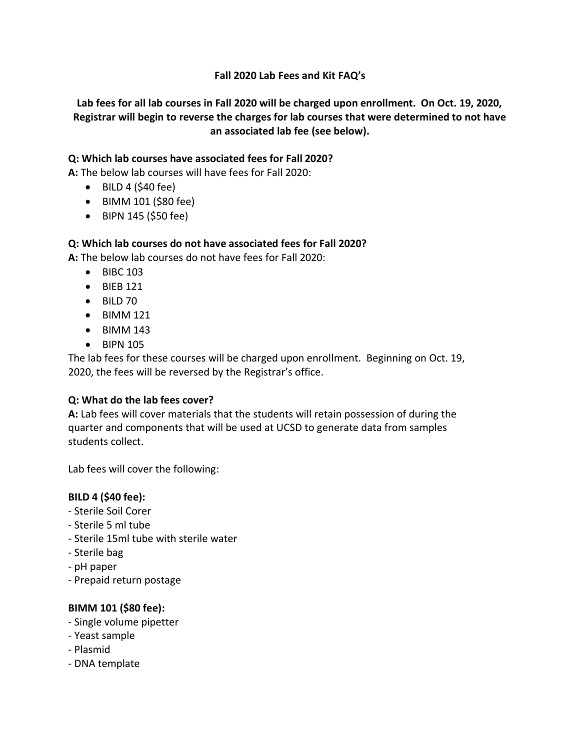# Fall 2020 Lab Fees and Kit FAQ's

**Lab fees for all lab courses in Fall 2020 will be charged upon enrollment. On Oct. 19, 2020, Registrar will begin to reverse the charges for lab courses that were determined to not have an associated lab fee (see below).**

**Q: Which lab courses have associated fees for Fall 2020?**
**A:** The below lab courses will have fees for Fall 2020:

- BILD 4 ($40 fee)
- BIMM 101 ($80 fee)
- BIPN 145 ($50 fee)

**Q: Which lab courses do not have associated fees for Fall 2020?**
**A:** The below lab courses do not have fees for Fall 2020:

- BIBC 103
- BIEB 121
- BILD 70
- BIMM 121
- BIMM 143
- BIPN 105

The lab fees for these courses will be charged upon enrollment. Beginning on Oct. 19, 2020, the fees will be reversed by the Registrar's office.

**Q: What do the lab fees cover?**
**A:** Lab fees will cover materials that the students will retain possession of during the quarter and components that will be used at UCSD to generate data from samples students collect.

Lab fees will cover the following:

**BILD 4 ($40 fee):**
- Sterile Soil Corer
- Sterile 5 ml tube
- Sterile 15ml tube with sterile water
- Sterile bag
- pH paper
- Prepaid return postage

**BIMM 101 ($80 fee):**
- Single volume pipetter
- Yeast sample
- Plasmid
- DNA template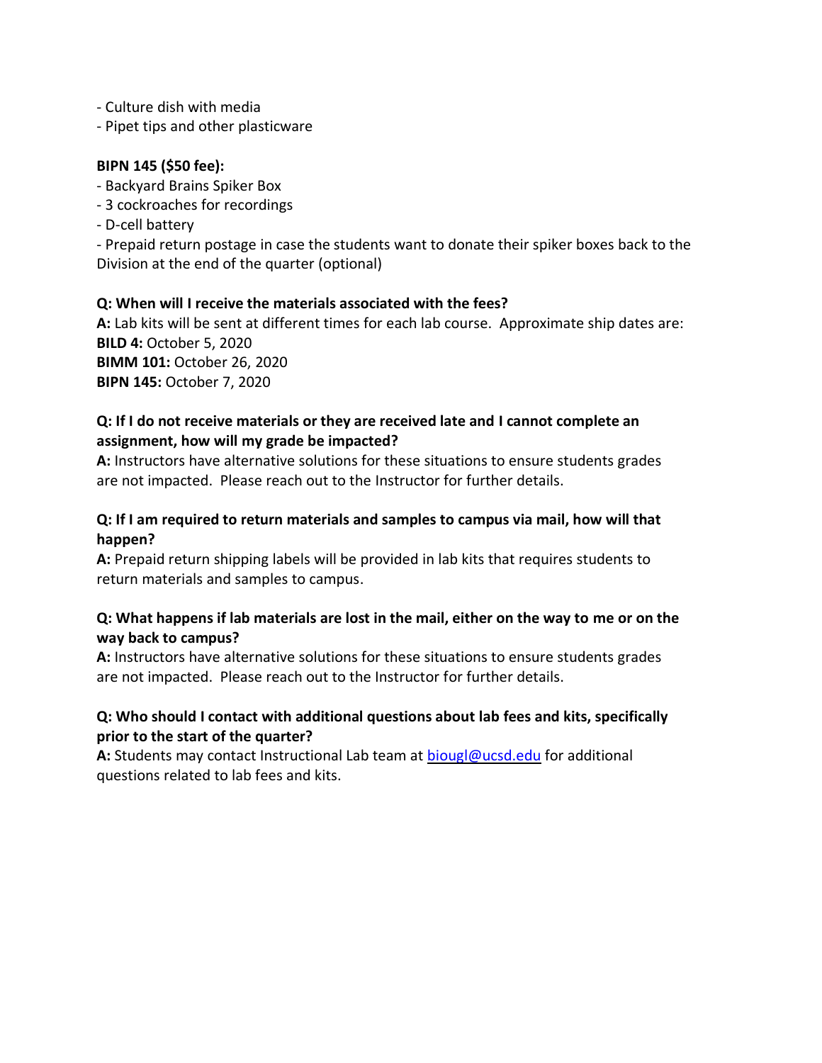- Culture dish with media
- Pipet tips and other plasticware

**BIPN 145 ($50 fee):**

- Backyard Brains Spiker Box
- 3 cockroaches for recordings
- D-cell battery
- Prepaid return postage in case the students want to donate their spiker boxes back to the Division at the end of the quarter (optional)

**Q: When will I receive the materials associated with the fees?**

**A:** Lab kits will be sent at different times for each lab course. Approximate ship dates are:
**BILD 4:** October 5, 2020
**BIMM 101:** October 26, 2020
**BIPN 145:** October 7, 2020

**Q: If I do not receive materials or they are received late and I cannot complete an assignment, how will my grade be impacted?**

**A:** Instructors have alternative solutions for these situations to ensure students grades are not impacted. Please reach out to the Instructor for further details.

**Q: If I am required to return materials and samples to campus via mail, how will that happen?**

**A:** Prepaid return shipping labels will be provided in lab kits that requires students to return materials and samples to campus.

**Q: What happens if lab materials are lost in the mail, either on the way to me or on the way back to campus?**

**A:** Instructors have alternative solutions for these situations to ensure students grades are not impacted. Please reach out to the Instructor for further details.

**Q: Who should I contact with additional questions about lab fees and kits, specifically prior to the start of the quarter?**

**A:** Students may contact Instructional Lab team at [biougl@ucsd.edu](mailto:biougl@ucsd.edu) for additional questions related to lab fees and kits.